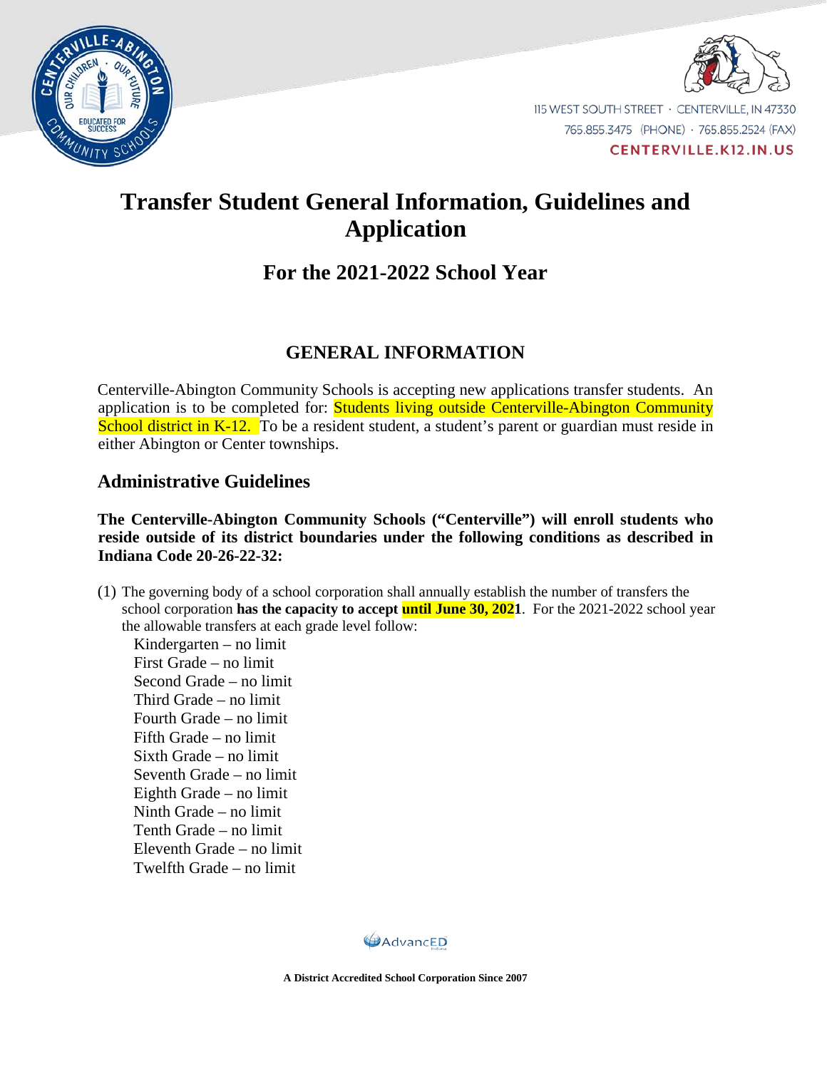115 WEST SOUTH STREET · CENTERVILLE, IN 47330
765.855.3475 (PHONE) · 765.855.2524 (FAX)
**CENTERVILLE.K12.IN.US**

# Transfer Student General Information, Guidelines and Application

## For the 2021-2022 School Year

## GENERAL INFORMATION

Centerville-Abington Community Schools is accepting new applications transfer students. An application is to be completed for: Students living outside Centerville-Abington Community School district in K-12. To be a resident student, a student's parent or guardian must reside in either Abington or Center townships.

### Administrative Guidelines

**The Centerville-Abington Community Schools ("Centerville") will enroll students who reside outside of its district boundaries under the following conditions as described in Indiana Code 20-26-22-32:**

(1) The governing body of a school corporation shall annually establish the number of transfers the school corporation **has the capacity to accept until June 30, 2021**. For the 2021-2022 school year the allowable transfers at each grade level follow:

Kindergarten – no limit
First Grade – no limit
Second Grade – no limit
Third Grade – no limit
Fourth Grade – no limit
Fifth Grade – no limit
Sixth Grade – no limit
Seventh Grade – no limit
Eighth Grade – no limit
Ninth Grade – no limit
Tenth Grade – no limit
Eleventh Grade – no limit
Twelfth Grade – no limit

**A District Accredited School Corporation Since 2007**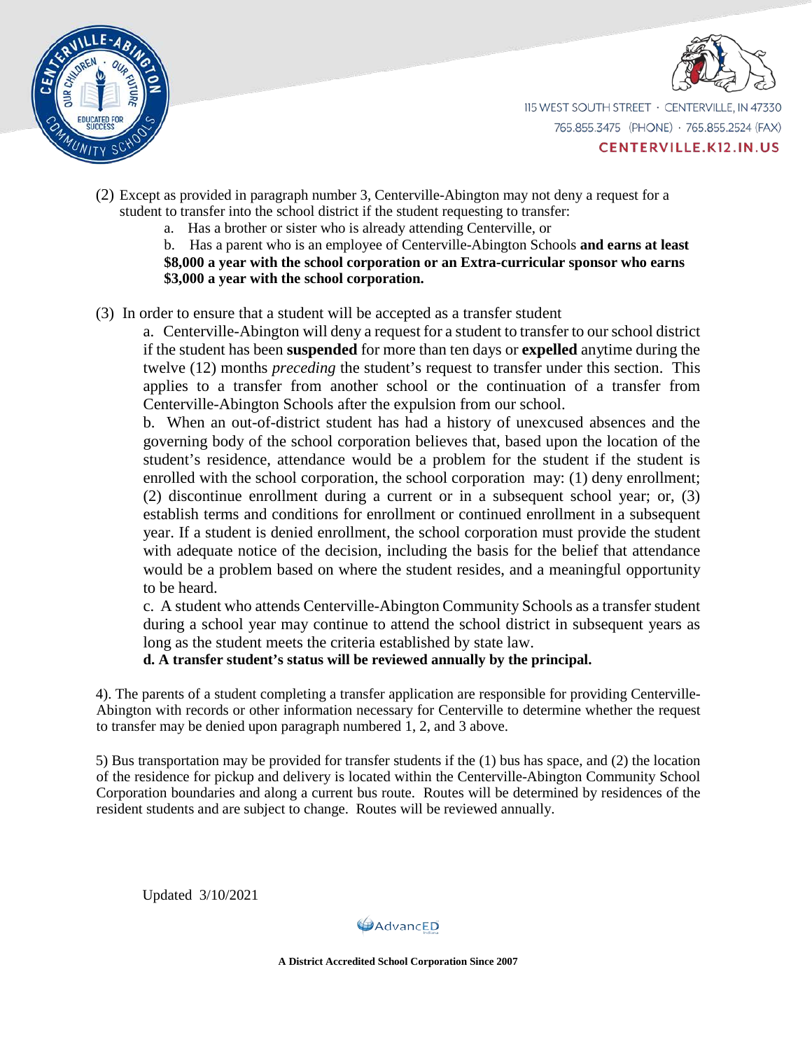(2) Except as provided in paragraph number 3, Centerville-Abington may not deny a request for a student to transfer into the school district if the student requesting to transfer:

a. Has a brother or sister who is already attending Centerville, or

b. Has a parent who is an employee of Centerville-Abington Schools **and earns at least $8,000 a year with the school corporation or an Extra-curricular sponsor who earns $3,000 a year with the school corporation.**

(3) In order to ensure that a student will be accepted as a transfer student

a. Centerville-Abington will deny a request for a student to transfer to our school district if the student has been **suspended** for more than ten days or **expelled** anytime during the twelve (12) months *preceding* the student's request to transfer under this section. This applies to a transfer from another school or the continuation of a transfer from Centerville-Abington Schools after the expulsion from our school.

b. When an out-of-district student has had a history of unexcused absences and the governing body of the school corporation believes that, based upon the location of the student's residence, attendance would be a problem for the student if the student is enrolled with the school corporation, the school corporation may: (1) deny enrollment; (2) discontinue enrollment during a current or in a subsequent school year; or, (3) establish terms and conditions for enrollment or continued enrollment in a subsequent year. If a student is denied enrollment, the school corporation must provide the student with adequate notice of the decision, including the basis for the belief that attendance would be a problem based on where the student resides, and a meaningful opportunity to be heard.

c. A student who attends Centerville-Abington Community Schools as a transfer student during a school year may continue to attend the school district in subsequent years as long as the student meets the criteria established by state law.

**d. A transfer student's status will be reviewed annually by the principal.**

4). The parents of a student completing a transfer application are responsible for providing Centerville-Abington with records or other information necessary for Centerville to determine whether the request to transfer may be denied upon paragraph numbered 1, 2, and 3 above.

5) Bus transportation may be provided for transfer students if the (1) bus has space, and (2) the location of the residence for pickup and delivery is located within the Centerville-Abington Community School Corporation boundaries and along a current bus route. Routes will be determined by residences of the resident students and are subject to change. Routes will be reviewed annually.

Updated 3/10/2021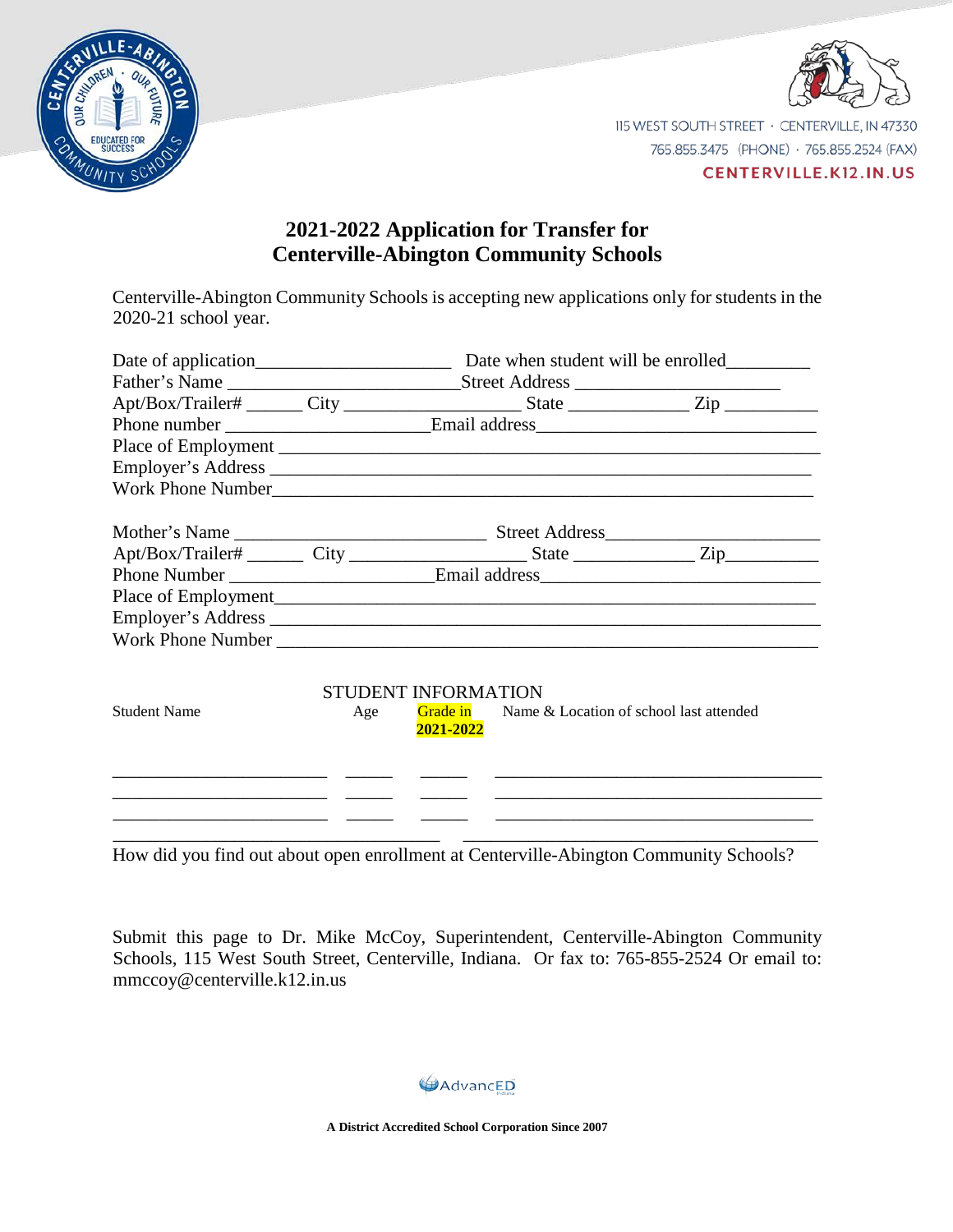115 WEST SOUTH STREET · CENTERVILLE, IN 47330
765.855.3475 (PHONE) · 765.855.2524 (FAX)
**CENTERVILLE.K12.IN.US**

# 2021-2022 Application for Transfer for Centerville-Abington Community Schools

Centerville-Abington Community Schools is accepting new applications only for students in the 2020-21 school year.

Date of application_____________________ Date when student will be enrolled_________
Father's Name _________________________Street Address ______________________
Apt/Box/Trailer# ______ City ___________________ State _____________ Zip __________
Phone number _____________________Email address______________________________
Place of Employment ________________________________________________________
Employer's Address _________________________________________________________
Work Phone Number__________________________________________________________

Mother's Name ___________________________ Street Address_______________________
Apt/Box/Trailer# ______ City ___________________ State _____________ Zip__________
Phone Number _____________________Email address______________________________
Place of Employment_________________________________________________________
Employer's Address __________________________________________________________
Work Phone Number __________________________________________________________

STUDENT INFORMATION

| Student Name | Age | Grade in **2021-2022** | Name & Location of school last attended |
|---|---|---|---|
| | | | |
| | | | |
| | | | |

______________________________________ ______________________________________

How did you find out about open enrollment at Centerville-Abington Community Schools?

Submit this page to Dr. Mike McCoy, Superintendent, Centerville-Abington Community Schools, 115 West South Street, Centerville, Indiana. Or fax to: 765-855-2524 Or email to: mmccoy@centerville.k12.in.us

AdvancED Indiana

**A District Accredited School Corporation Since 2007**